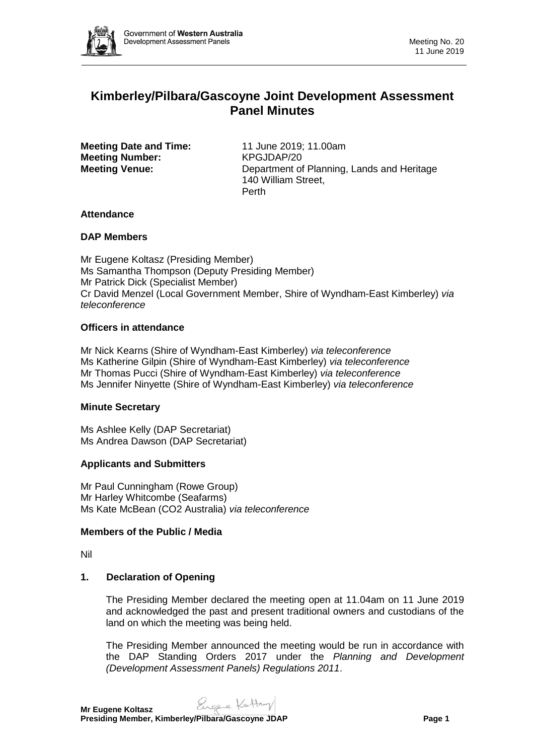# Kimberley/Pilbara/Gascoyne Joint Development Assessment Panel Minutes

**Meeting Date and Time:** 11 June 2019; 11.00am
**Meeting Number:** KPGJDAP/20
**Meeting Venue:** Department of Planning, Lands and Heritage
140 William Street,
Perth

## Attendance

### DAP Members

Mr Eugene Koltasz (Presiding Member)
Ms Samantha Thompson (Deputy Presiding Member)
Mr Patrick Dick (Specialist Member)
Cr David Menzel (Local Government Member, Shire of Wyndham-East Kimberley) *via teleconference*

### Officers in attendance

Mr Nick Kearns (Shire of Wyndham-East Kimberley) *via teleconference*
Ms Katherine Gilpin (Shire of Wyndham-East Kimberley) *via teleconference*
Mr Thomas Pucci (Shire of Wyndham-East Kimberley) *via teleconference*
Ms Jennifer Ninyette (Shire of Wyndham-East Kimberley) *via teleconference*

### Minute Secretary

Ms Ashlee Kelly (DAP Secretariat)
Ms Andrea Dawson (DAP Secretariat)

### Applicants and Submitters

Mr Paul Cunningham (Rowe Group)
Mr Harley Whitcombe (Seafarms)
Ms Kate McBean (CO2 Australia) *via teleconference*

### Members of the Public / Media

Nil

## 1. Declaration of Opening

The Presiding Member declared the meeting open at 11.04am on 11 June 2019 and acknowledged the past and present traditional owners and custodians of the land on which the meeting was being held.

The Presiding Member announced the meeting would be run in accordance with the DAP Standing Orders 2017 under the *Planning and Development (Development Assessment Panels) Regulations 2011*.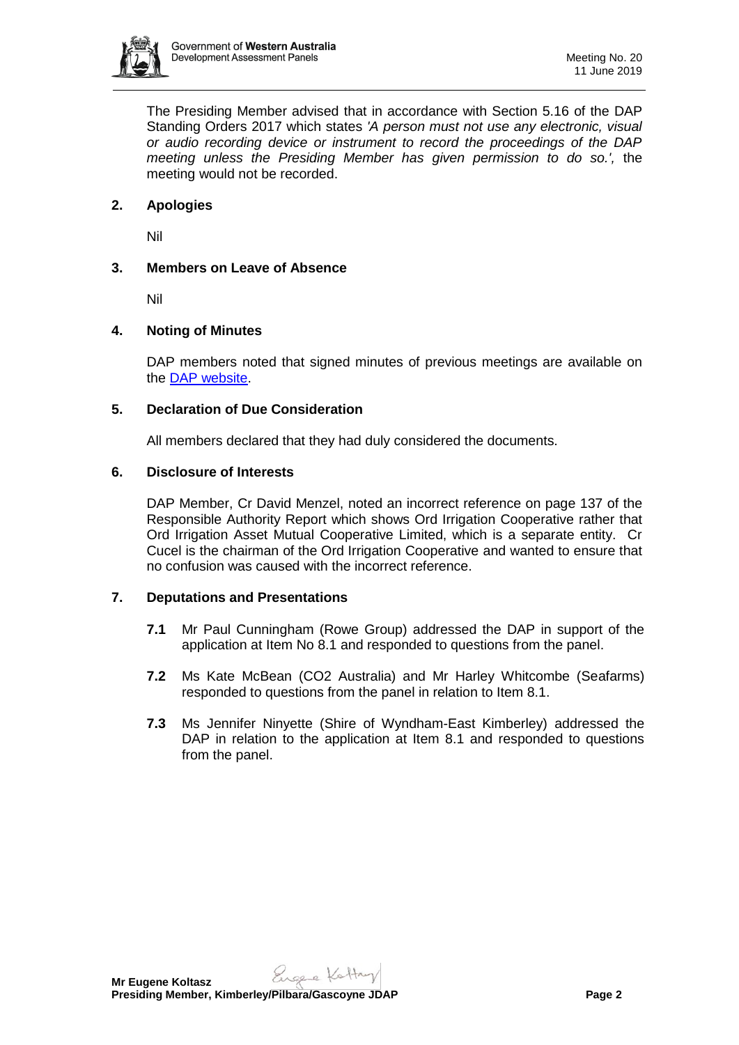The Presiding Member advised that in accordance with Section 5.16 of the DAP Standing Orders 2017 which states *'A person must not use any electronic, visual or audio recording device or instrument to record the proceedings of the DAP meeting unless the Presiding Member has given permission to do so.',* the meeting would not be recorded.

## 2. Apologies

Nil

## 3. Members on Leave of Absence

Nil

## 4. Noting of Minutes

DAP members noted that signed minutes of previous meetings are available on the [DAP website](DAP website).

## 5. Declaration of Due Consideration

All members declared that they had duly considered the documents.

## 6. Disclosure of Interests

DAP Member, Cr David Menzel, noted an incorrect reference on page 137 of the Responsible Authority Report which shows Ord Irrigation Cooperative rather that Ord Irrigation Asset Mutual Cooperative Limited, which is a separate entity. Cr Cucel is the chairman of the Ord Irrigation Cooperative and wanted to ensure that no confusion was caused with the incorrect reference.

## 7. Deputations and Presentations

**7.1** Mr Paul Cunningham (Rowe Group) addressed the DAP in support of the application at Item No 8.1 and responded to questions from the panel.

**7.2** Ms Kate McBean (CO2 Australia) and Mr Harley Whitcombe (Seafarms) responded to questions from the panel in relation to Item 8.1.

**7.3** Ms Jennifer Ninyette (Shire of Wyndham-East Kimberley) addressed the DAP in relation to the application at Item 8.1 and responded to questions from the panel.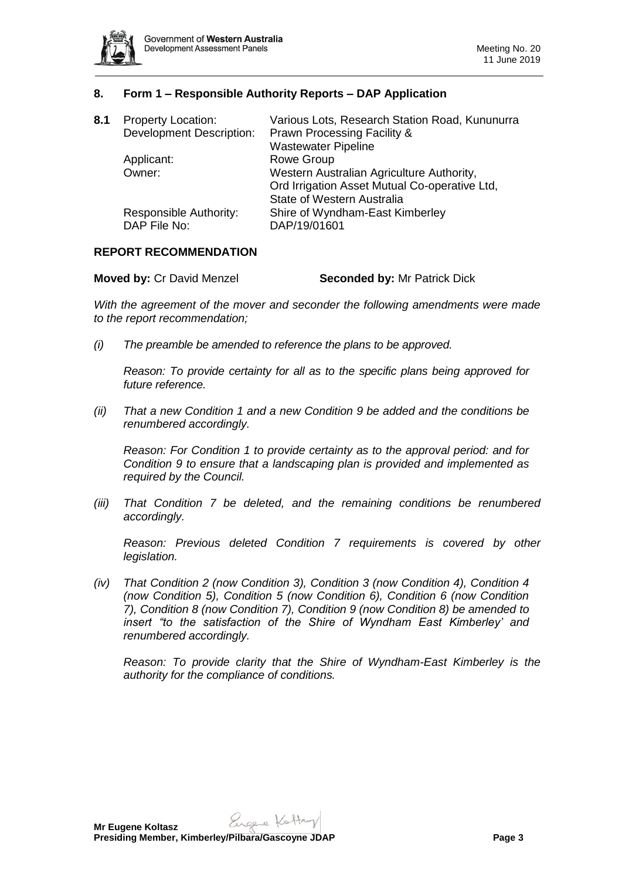## 8. Form 1 – Responsible Authority Reports – DAP Application

**8.1** Property Location: Various Lots, Research Station Road, Kununurra
Development Description: Prawn Processing Facility & Wastewater Pipeline
Applicant: Rowe Group
Owner: Western Australian Agriculture Authority, Ord Irrigation Asset Mutual Co-operative Ltd, State of Western Australia
Responsible Authority: Shire of Wyndham-East Kimberley
DAP File No: DAP/19/01601

### REPORT RECOMMENDATION

**Moved by:** Cr David Menzel **Seconded by:** Mr Patrick Dick

*With the agreement of the mover and seconder the following amendments were made to the report recommendation;*

*(i) The preamble be amended to reference the plans to be approved.*

*Reason: To provide certainty for all as to the specific plans being approved for future reference.*

*(ii) That a new Condition 1 and a new Condition 9 be added and the conditions be renumbered accordingly.*

*Reason: For Condition 1 to provide certainty as to the approval period: and for Condition 9 to ensure that a landscaping plan is provided and implemented as required by the Council.*

*(iii) That Condition 7 be deleted, and the remaining conditions be renumbered accordingly.*

*Reason: Previous deleted Condition 7 requirements is covered by other legislation.*

*(iv) That Condition 2 (now Condition 3), Condition 3 (now Condition 4), Condition 4 (now Condition 5), Condition 5 (now Condition 6), Condition 6 (now Condition 7), Condition 8 (now Condition 7), Condition 9 (now Condition 8) be amended to insert "to the satisfaction of the Shire of Wyndham East Kimberley' and renumbered accordingly.*

*Reason: To provide clarity that the Shire of Wyndham-East Kimberley is the authority for the compliance of conditions.*

**Mr Eugene Koltasz**
**Presiding Member, Kimberley/Pilbara/Gascoyne JDAP**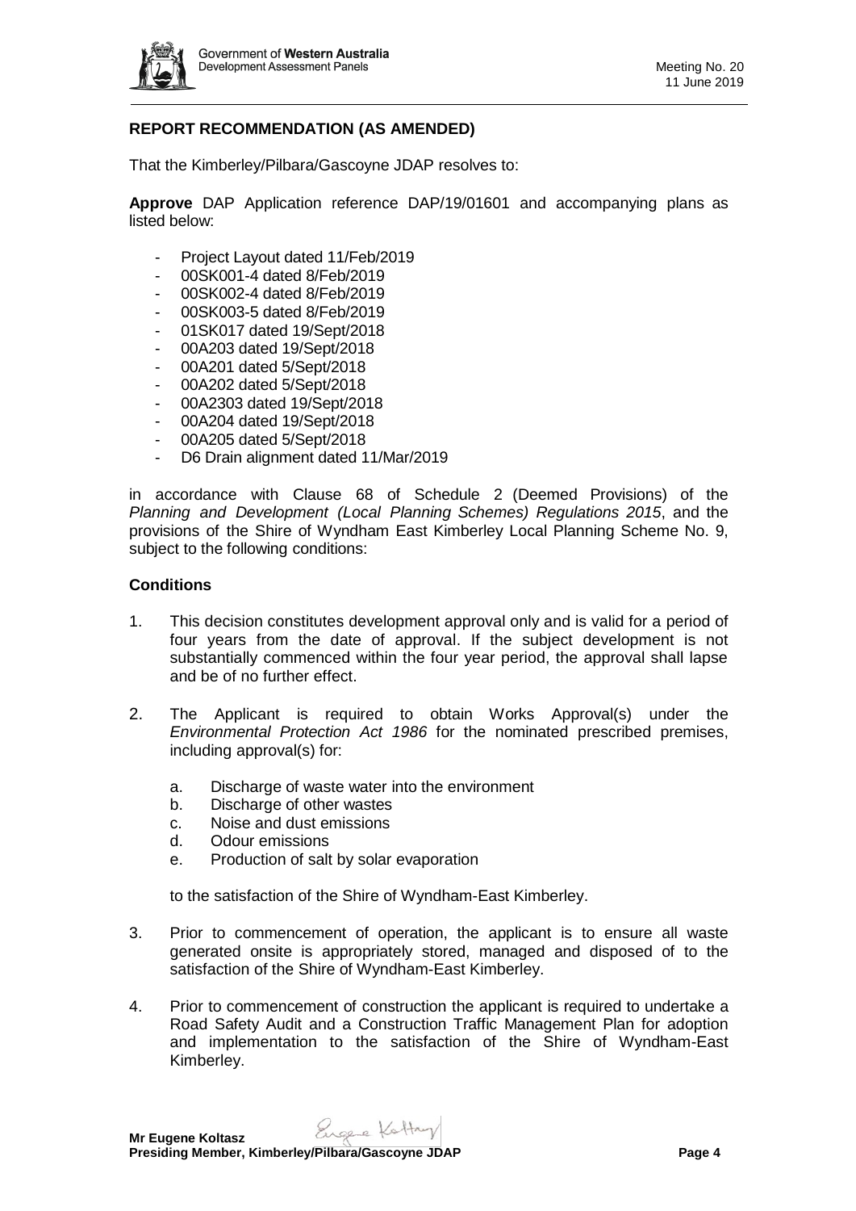**REPORT RECOMMENDATION (AS AMENDED)**

That the Kimberley/Pilbara/Gascoyne JDAP resolves to:

**Approve** DAP Application reference DAP/19/01601 and accompanying plans as listed below:

- Project Layout dated 11/Feb/2019
- 00SK001-4 dated 8/Feb/2019
- 00SK002-4 dated 8/Feb/2019
- 00SK003-5 dated 8/Feb/2019
- 01SK017 dated 19/Sept/2018
- 00A203 dated 19/Sept/2018
- 00A201 dated 5/Sept/2018
- 00A202 dated 5/Sept/2018
- 00A2303 dated 19/Sept/2018
- 00A204 dated 19/Sept/2018
- 00A205 dated 5/Sept/2018
- D6 Drain alignment dated 11/Mar/2019

in accordance with Clause 68 of Schedule 2 (Deemed Provisions) of the *Planning and Development (Local Planning Schemes) Regulations 2015*, and the provisions of the Shire of Wyndham East Kimberley Local Planning Scheme No. 9, subject to the following conditions:

**Conditions**

1. This decision constitutes development approval only and is valid for a period of four years from the date of approval. If the subject development is not substantially commenced within the four year period, the approval shall lapse and be of no further effect.

2. The Applicant is required to obtain Works Approval(s) under the *Environmental Protection Act 1986* for the nominated prescribed premises, including approval(s) for:

   a. Discharge of waste water into the environment
   b. Discharge of other wastes
   c. Noise and dust emissions
   d. Odour emissions
   e. Production of salt by solar evaporation

   to the satisfaction of the Shire of Wyndham-East Kimberley.

3. Prior to commencement of operation, the applicant is to ensure all waste generated onsite is appropriately stored, managed and disposed of to the satisfaction of the Shire of Wyndham-East Kimberley.

4. Prior to commencement of construction the applicant is required to undertake a Road Safety Audit and a Construction Traffic Management Plan for adoption and implementation to the satisfaction of the Shire of Wyndham-East Kimberley.

**Mr Eugene Koltasz**
**Presiding Member, Kimberley/Pilbara/Gascoyne JDAP**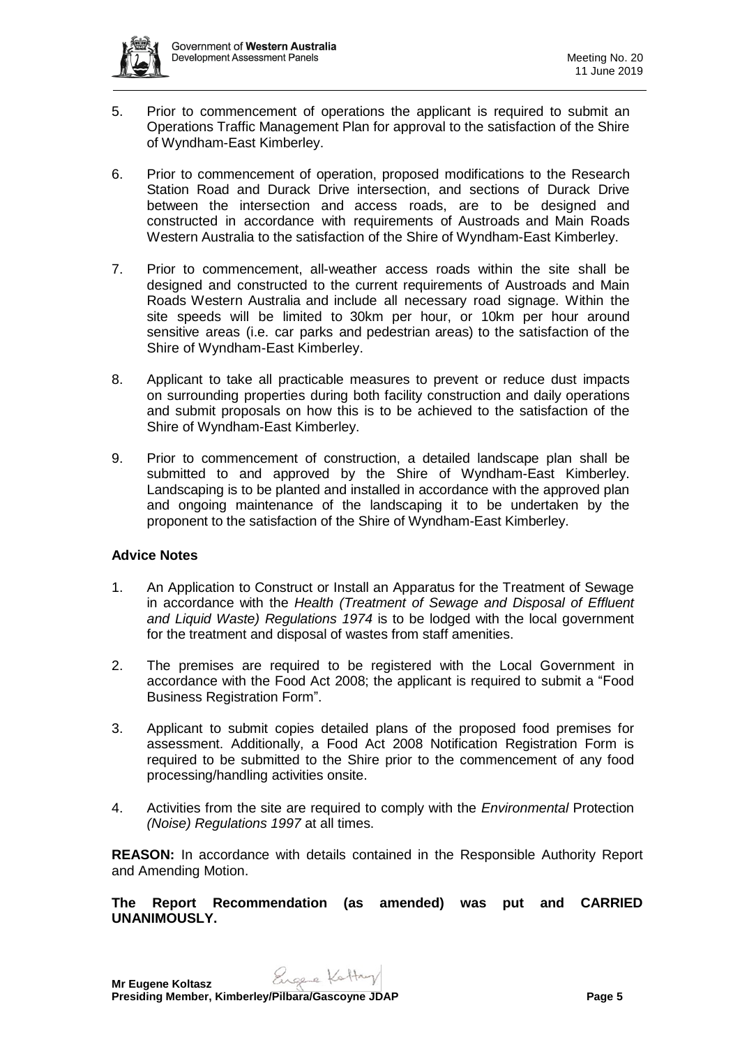5. Prior to commencement of operations the applicant is required to submit an Operations Traffic Management Plan for approval to the satisfaction of the Shire of Wyndham-East Kimberley.

6. Prior to commencement of operation, proposed modifications to the Research Station Road and Durack Drive intersection, and sections of Durack Drive between the intersection and access roads, are to be designed and constructed in accordance with requirements of Austroads and Main Roads Western Australia to the satisfaction of the Shire of Wyndham-East Kimberley.

7. Prior to commencement, all-weather access roads within the site shall be designed and constructed to the current requirements of Austroads and Main Roads Western Australia and include all necessary road signage. Within the site speeds will be limited to 30km per hour, or 10km per hour around sensitive areas (i.e. car parks and pedestrian areas) to the satisfaction of the Shire of Wyndham-East Kimberley.

8. Applicant to take all practicable measures to prevent or reduce dust impacts on surrounding properties during both facility construction and daily operations and submit proposals on how this is to be achieved to the satisfaction of the Shire of Wyndham-East Kimberley.

9. Prior to commencement of construction, a detailed landscape plan shall be submitted to and approved by the Shire of Wyndham-East Kimberley. Landscaping is to be planted and installed in accordance with the approved plan and ongoing maintenance of the landscaping it to be undertaken by the proponent to the satisfaction of the Shire of Wyndham-East Kimberley.

**Advice Notes**

1. An Application to Construct or Install an Apparatus for the Treatment of Sewage in accordance with the *Health (Treatment of Sewage and Disposal of Effluent and Liquid Waste) Regulations 1974* is to be lodged with the local government for the treatment and disposal of wastes from staff amenities.

2. The premises are required to be registered with the Local Government in accordance with the Food Act 2008; the applicant is required to submit a "Food Business Registration Form".

3. Applicant to submit copies detailed plans of the proposed food premises for assessment. Additionally, a Food Act 2008 Notification Registration Form is required to be submitted to the Shire prior to the commencement of any food processing/handling activities onsite.

4. Activities from the site are required to comply with the *Environmental* Protection *(Noise) Regulations 1997* at all times.

**REASON:** In accordance with details contained in the Responsible Authority Report and Amending Motion.

**The Report Recommendation (as amended) was put and CARRIED UNANIMOUSLY.**

**Mr Eugene Koltasz**
**Presiding Member, Kimberley/Pilbara/Gascoyne JDAP**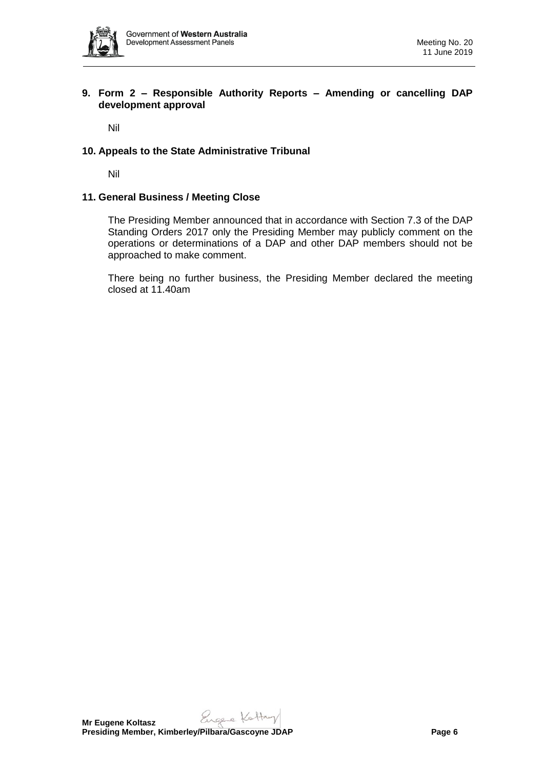## 9. Form 2 – Responsible Authority Reports – Amending or cancelling DAP development approval

Nil

## 10. Appeals to the State Administrative Tribunal

Nil

## 11. General Business / Meeting Close

The Presiding Member announced that in accordance with Section 7.3 of the DAP Standing Orders 2017 only the Presiding Member may publicly comment on the operations or determinations of a DAP and other DAP members should not be approached to make comment.

There being no further business, the Presiding Member declared the meeting closed at 11.40am

**Mr Eugene Koltasz**
**Presiding Member, Kimberley/Pilbara/Gascoyne JDAP**